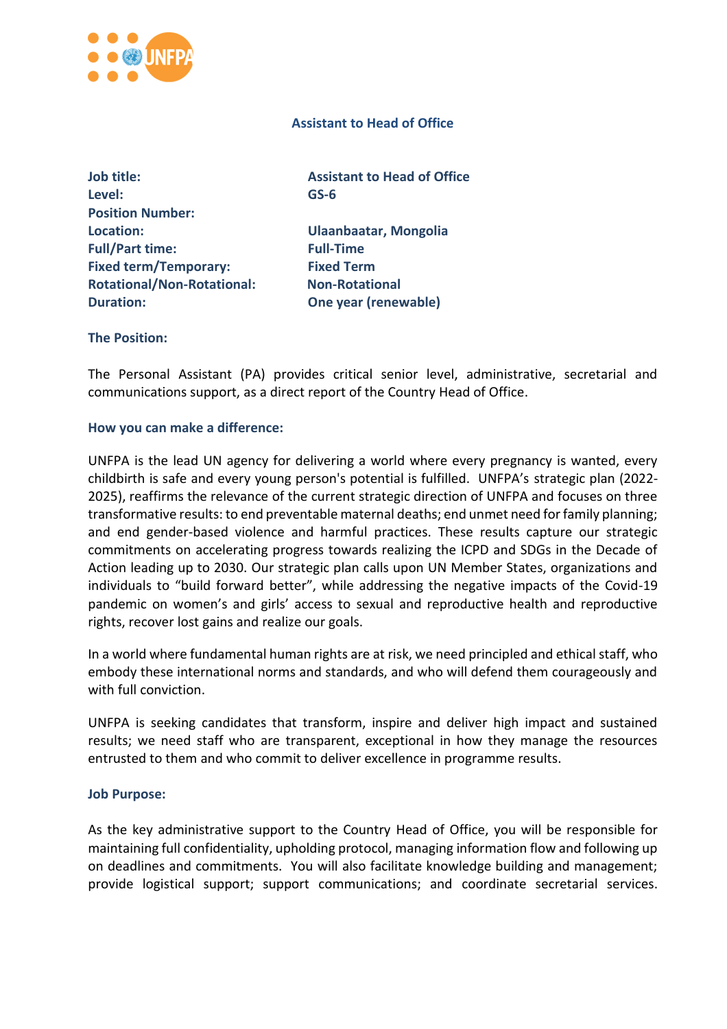# Assistant to Head of Office

| | |
|---|---|
| **Job title:** | **Assistant to Head of Office** |
| **Level:** | **GS-6** |
| **Position Number:** | |
| **Location:** | **Ulaanbaatar, Mongolia** |
| **Full/Part time:** | **Full-Time** |
| **Fixed term/Temporary:** | **Fixed Term** |
| **Rotational/Non-Rotational:** | **Non-Rotational** |
| **Duration:** | **One year (renewable)** |

## The Position:

The Personal Assistant (PA) provides critical senior level, administrative, secretarial and communications support, as a direct report of the Country Head of Office.

## How you can make a difference:

UNFPA is the lead UN agency for delivering a world where every pregnancy is wanted, every childbirth is safe and every young person's potential is fulfilled. UNFPA's strategic plan (2022-2025), reaffirms the relevance of the current strategic direction of UNFPA and focuses on three transformative results: to end preventable maternal deaths; end unmet need for family planning; and end gender-based violence and harmful practices. These results capture our strategic commitments on accelerating progress towards realizing the ICPD and SDGs in the Decade of Action leading up to 2030. Our strategic plan calls upon UN Member States, organizations and individuals to "build forward better", while addressing the negative impacts of the Covid-19 pandemic on women's and girls' access to sexual and reproductive health and reproductive rights, recover lost gains and realize our goals.

In a world where fundamental human rights are at risk, we need principled and ethical staff, who embody these international norms and standards, and who will defend them courageously and with full conviction.

UNFPA is seeking candidates that transform, inspire and deliver high impact and sustained results; we need staff who are transparent, exceptional in how they manage the resources entrusted to them and who commit to deliver excellence in programme results.

## Job Purpose:

As the key administrative support to the Country Head of Office, you will be responsible for maintaining full confidentiality, upholding protocol, managing information flow and following up on deadlines and commitments. You will also facilitate knowledge building and management; provide logistical support; support communications; and coordinate secretarial services.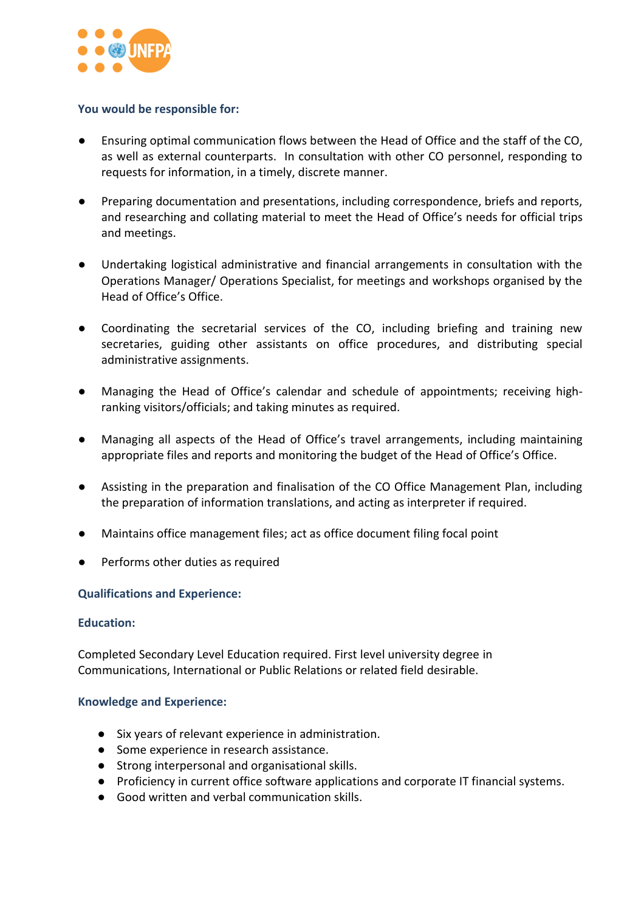### You would be responsible for:

- Ensuring optimal communication flows between the Head of Office and the staff of the CO, as well as external counterparts. In consultation with other CO personnel, responding to requests for information, in a timely, discrete manner.
- Preparing documentation and presentations, including correspondence, briefs and reports, and researching and collating material to meet the Head of Office's needs for official trips and meetings.
- Undertaking logistical administrative and financial arrangements in consultation with the Operations Manager/ Operations Specialist, for meetings and workshops organised by the Head of Office's Office.
- Coordinating the secretarial services of the CO, including briefing and training new secretaries, guiding other assistants on office procedures, and distributing special administrative assignments.
- Managing the Head of Office's calendar and schedule of appointments; receiving high-ranking visitors/officials; and taking minutes as required.
- Managing all aspects of the Head of Office's travel arrangements, including maintaining appropriate files and reports and monitoring the budget of the Head of Office's Office.
- Assisting in the preparation and finalisation of the CO Office Management Plan, including the preparation of information translations, and acting as interpreter if required.
- Maintains office management files; act as office document filing focal point
- Performs other duties as required

### Qualifications and Experience:

#### Education:

Completed Secondary Level Education required. First level university degree in Communications, International or Public Relations or related field desirable.

#### Knowledge and Experience:

- Six years of relevant experience in administration.
- Some experience in research assistance.
- Strong interpersonal and organisational skills.
- Proficiency in current office software applications and corporate IT financial systems.
- Good written and verbal communication skills.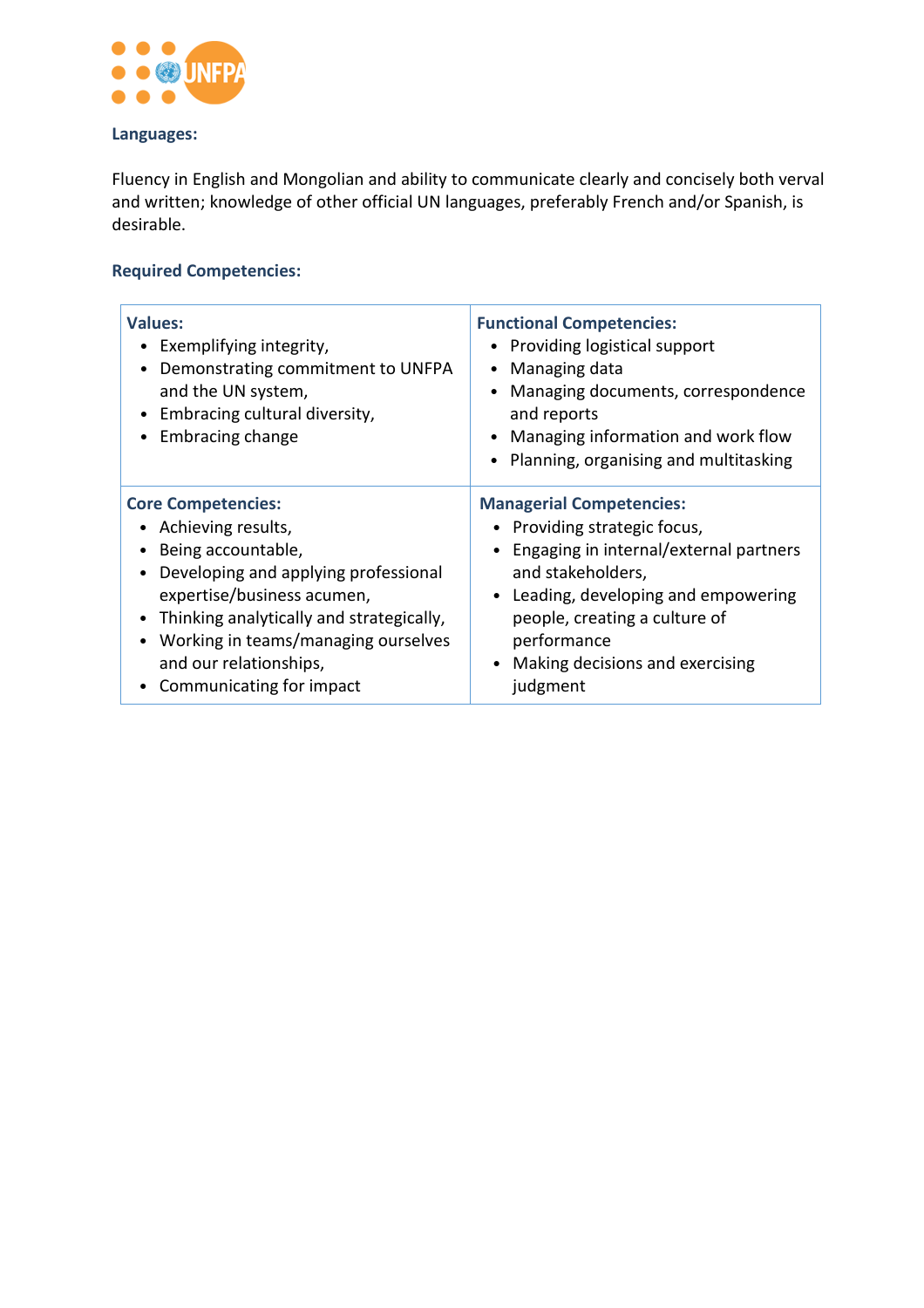**Languages:**

Fluency in English and Mongolian and ability to communicate clearly and concisely both verval and written; knowledge of other official UN languages, preferably French and/or Spanish, is desirable.

**Required Competencies:**

| | |
|---|---|
| **Values:**<br>• Exemplifying integrity,<br>• Demonstrating commitment to UNFPA and the UN system,<br>• Embracing cultural diversity,<br>• Embracing change | **Functional Competencies:**<br>• Providing logistical support<br>• Managing data<br>• Managing documents, correspondence and reports<br>• Managing information and work flow<br>• Planning, organising and multitasking |
| **Core Competencies:**<br>• Achieving results,<br>• Being accountable,<br>• Developing and applying professional expertise/business acumen,<br>• Thinking analytically and strategically,<br>• Working in teams/managing ourselves and our relationships,<br>• Communicating for impact | **Managerial Competencies:**<br>• Providing strategic focus,<br>• Engaging in internal/external partners and stakeholders,<br>• Leading, developing and empowering people, creating a culture of performance<br>• Making decisions and exercising judgment |